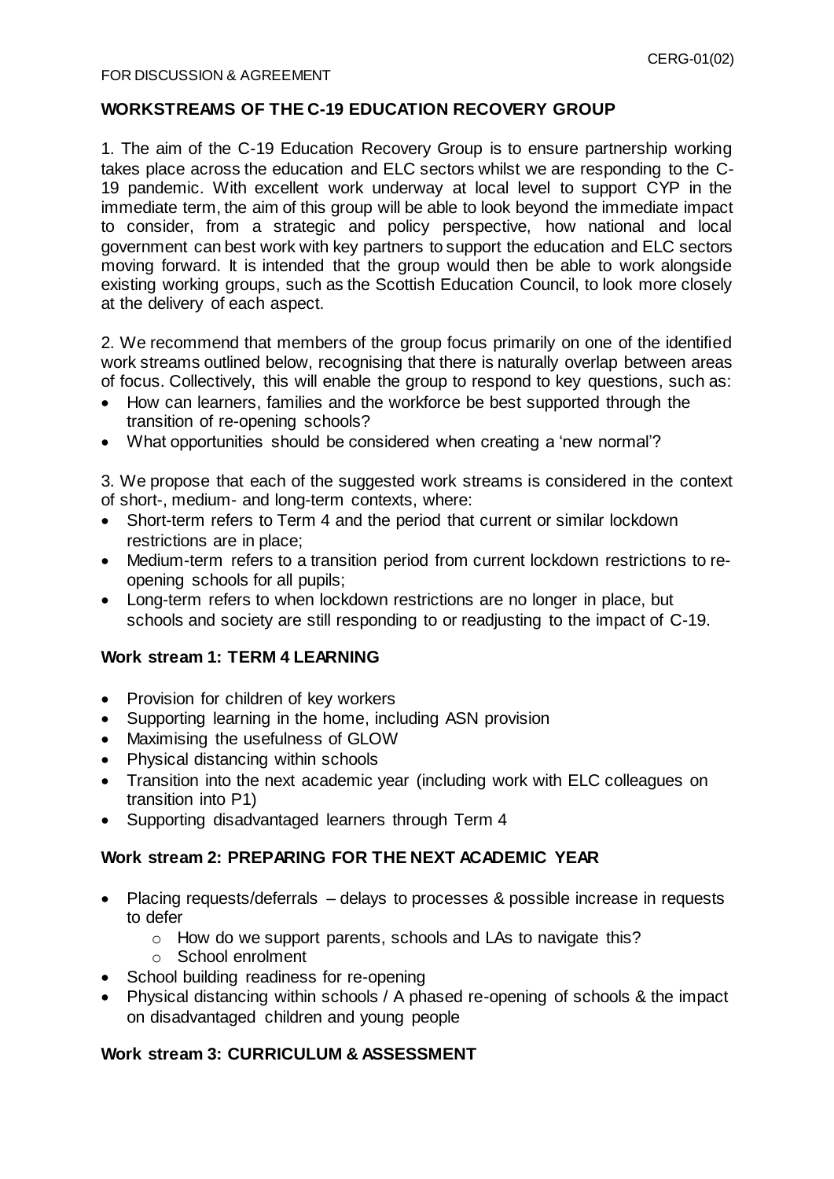FOR DISCUSSION & AGREEMENT

CERG-01(02)

## WORKSTREAMS OF THE C-19 EDUCATION RECOVERY GROUP

1. The aim of the C-19 Education Recovery Group is to ensure partnership working takes place across the education and ELC sectors whilst we are responding to the C-19 pandemic. With excellent work underway at local level to support CYP in the immediate term, the aim of this group will be able to look beyond the immediate impact to consider, from a strategic and policy perspective, how national and local government can best work with key partners to support the education and ELC sectors moving forward. It is intended that the group would then be able to work alongside existing working groups, such as the Scottish Education Council, to look more closely at the delivery of each aspect.

2. We recommend that members of the group focus primarily on one of the identified work streams outlined below, recognising that there is naturally overlap between areas of focus. Collectively, this will enable the group to respond to key questions, such as:

- How can learners, families and the workforce be best supported through the transition of re-opening schools?
- What opportunities should be considered when creating a 'new normal'?

3. We propose that each of the suggested work streams is considered in the context of short-, medium- and long-term contexts, where:

- Short-term refers to Term 4 and the period that current or similar lockdown restrictions are in place;
- Medium-term refers to a transition period from current lockdown restrictions to re-opening schools for all pupils;
- Long-term refers to when lockdown restrictions are no longer in place, but schools and society are still responding to or readjusting to the impact of C-19.

### Work stream 1: TERM 4 LEARNING

- Provision for children of key workers
- Supporting learning in the home, including ASN provision
- Maximising the usefulness of GLOW
- Physical distancing within schools
- Transition into the next academic year (including work with ELC colleagues on transition into P1)
- Supporting disadvantaged learners through Term 4

### Work stream 2: PREPARING FOR THE NEXT ACADEMIC YEAR

- Placing requests/deferrals – delays to processes & possible increase in requests to defer
  - How do we support parents, schools and LAs to navigate this?
  - School enrolment
- School building readiness for re-opening
- Physical distancing within schools / A phased re-opening of schools & the impact on disadvantaged children and young people

### Work stream 3: CURRICULUM & ASSESSMENT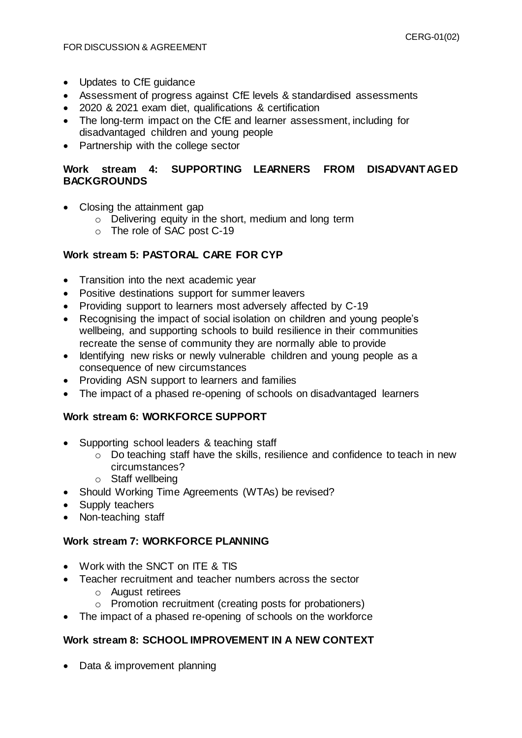- Updates to CfE guidance
- Assessment of progress against CfE levels & standardised assessments
- 2020 & 2021 exam diet, qualifications & certification
- The long-term impact on the CfE and learner assessment, including for disadvantaged children and young people
- Partnership with the college sector

**Work stream 4: SUPPORTING LEARNERS FROM DISADVANTAGED BACKGROUNDS**

- Closing the attainment gap
  - Delivering equity in the short, medium and long term
  - The role of SAC post C-19

**Work stream 5: PASTORAL CARE FOR CYP**

- Transition into the next academic year
- Positive destinations support for summer leavers
- Providing support to learners most adversely affected by C-19
- Recognising the impact of social isolation on children and young people's wellbeing, and supporting schools to build resilience in their communities recreate the sense of community they are normally able to provide
- Identifying new risks or newly vulnerable children and young people as a consequence of new circumstances
- Providing ASN support to learners and families
- The impact of a phased re-opening of schools on disadvantaged learners

**Work stream 6: WORKFORCE SUPPORT**

- Supporting school leaders & teaching staff
  - Do teaching staff have the skills, resilience and confidence to teach in new circumstances?
  - Staff wellbeing
- Should Working Time Agreements (WTAs) be revised?
- Supply teachers
- Non-teaching staff

**Work stream 7: WORKFORCE PLANNING**

- Work with the SNCT on ITE & TIS
- Teacher recruitment and teacher numbers across the sector
  - August retirees
  - Promotion recruitment (creating posts for probationers)
- The impact of a phased re-opening of schools on the workforce

**Work stream 8: SCHOOL IMPROVEMENT IN A NEW CONTEXT**

- Data & improvement planning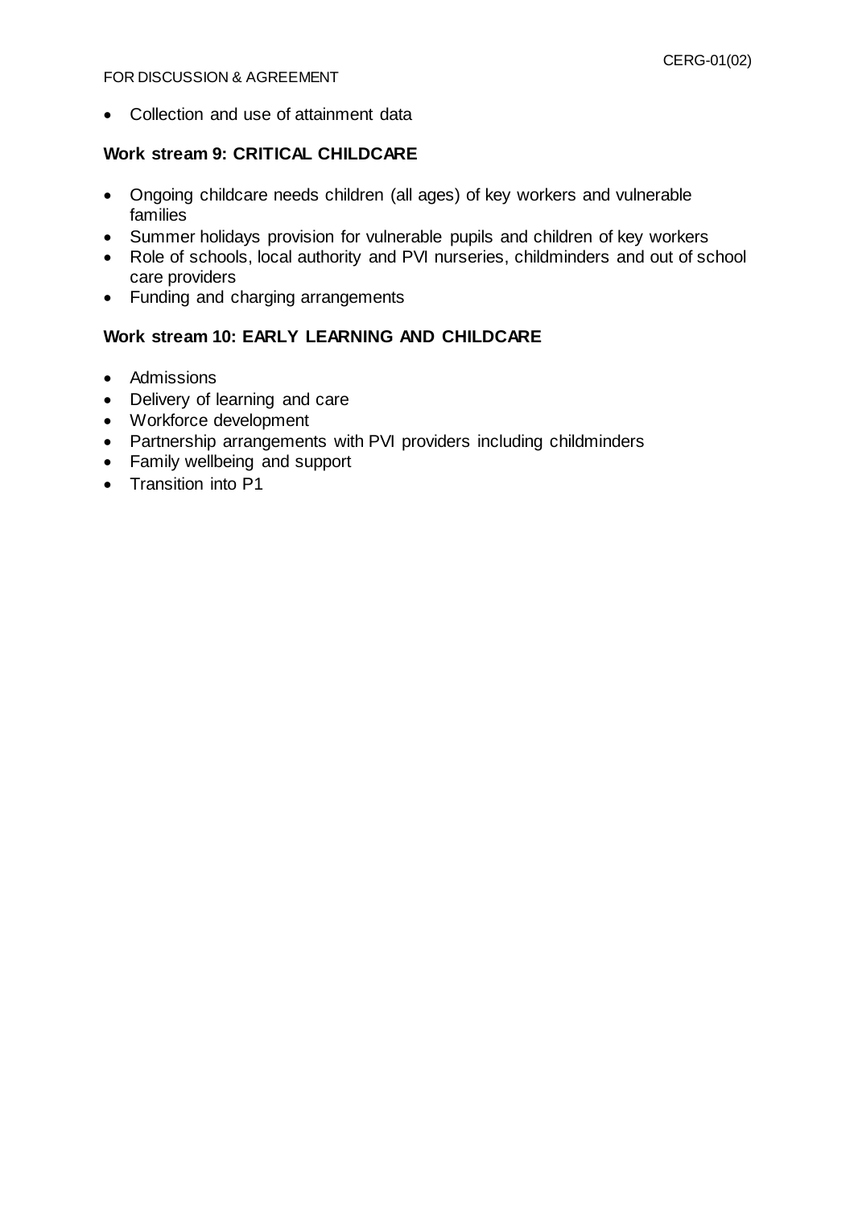- Collection and use of attainment data

**Work stream 9: CRITICAL CHILDCARE**

- Ongoing childcare needs children (all ages) of key workers and vulnerable families
- Summer holidays provision for vulnerable pupils and children of key workers
- Role of schools, local authority and PVI nurseries, childminders and out of school care providers
- Funding and charging arrangements

**Work stream 10: EARLY LEARNING AND CHILDCARE**

- Admissions
- Delivery of learning and care
- Workforce development
- Partnership arrangements with PVI providers including childminders
- Family wellbeing and support
- Transition into P1